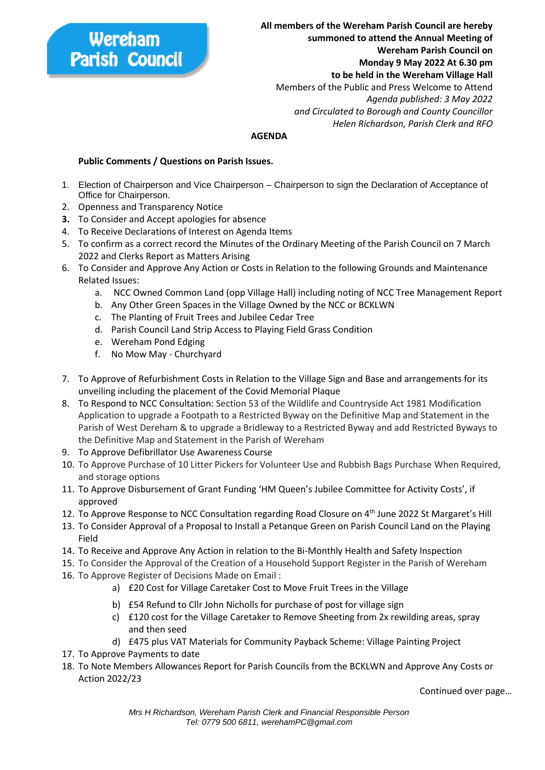**Wereham Parish Council**

**All members of the Wereham Parish Council are hereby summoned to attend the Annual Meeting of Wereham Parish Council on Monday 9 May 2022 At 6.30 pm to be held in the Wereham Village Hall**

Members of the Public and Press Welcome to Attend

*Agenda published: 3 May 2022*

*and Circulated to Borough and County Councillor*

*Helen Richardson, Parish Clerk and RFO*

# AGENDA

**Public Comments / Questions on Parish Issues.**

1. Election of Chairperson and Vice Chairperson – Chairperson to sign the Declaration of Acceptance of Office for Chairperson.
2. Openness and Transparency Notice
3. To Consider and Accept apologies for absence
4. To Receive Declarations of Interest on Agenda Items
5. To confirm as a correct record the Minutes of the Ordinary Meeting of the Parish Council on 7 March 2022 and Clerks Report as Matters Arising
6. To Consider and Approve Any Action or Costs in Relation to the following Grounds and Maintenance Related Issues:
   a. NCC Owned Common Land (opp Village Hall) including noting of NCC Tree Management Report
   b. Any Other Green Spaces in the Village Owned by the NCC or BCKLWN
   c. The Planting of Fruit Trees and Jubilee Cedar Tree
   d. Parish Council Land Strip Access to Playing Field Grass Condition
   e. Wereham Pond Edging
   f. No Mow May - Churchyard
7. To Approve of Refurbishment Costs in Relation to the Village Sign and Base and arrangements for its unveiling including the placement of the Covid Memorial Plaque
8. To Respond to NCC Consultation: Section 53 of the Wildlife and Countryside Act 1981 Modification Application to upgrade a Footpath to a Restricted Byway on the Definitive Map and Statement in the Parish of West Dereham & to upgrade a Bridleway to a Restricted Byway and add Restricted Byways to the Definitive Map and Statement in the Parish of Wereham
9. To Approve Defibrillator Use Awareness Course
10. To Approve Purchase of 10 Litter Pickers for Volunteer Use and Rubbish Bags Purchase When Required, and storage options
11. To Approve Disbursement of Grant Funding 'HM Queen's Jubilee Committee for Activity Costs', if approved
12. To Approve Response to NCC Consultation regarding Road Closure on 4th June 2022 St Margaret's Hill
13. To Consider Approval of a Proposal to Install a Petanque Green on Parish Council Land on the Playing Field
14. To Receive and Approve Any Action in relation to the Bi-Monthly Health and Safety Inspection
15. To Consider the Approval of the Creation of a Household Support Register in the Parish of Wereham
16. To Approve Register of Decisions Made on Email :
    a) £20 Cost for Village Caretaker Cost to Move Fruit Trees in the Village
    b) £54 Refund to Cllr John Nicholls for purchase of post for village sign
    c) £120 cost for the Village Caretaker to Remove Sheeting from 2x rewilding areas, spray and then seed
    d) £475 plus VAT Materials for Community Payback Scheme: Village Painting Project
17. To Approve Payments to date
18. To Note Members Allowances Report for Parish Councils from the BCKLWN and Approve Any Costs or Action 2022/23

Continued over page…

*Mrs H Richardson, Wereham Parish Clerk and Financial Responsible Person*
*Tel: 0779 500 6811, werehamPC@gmail.com*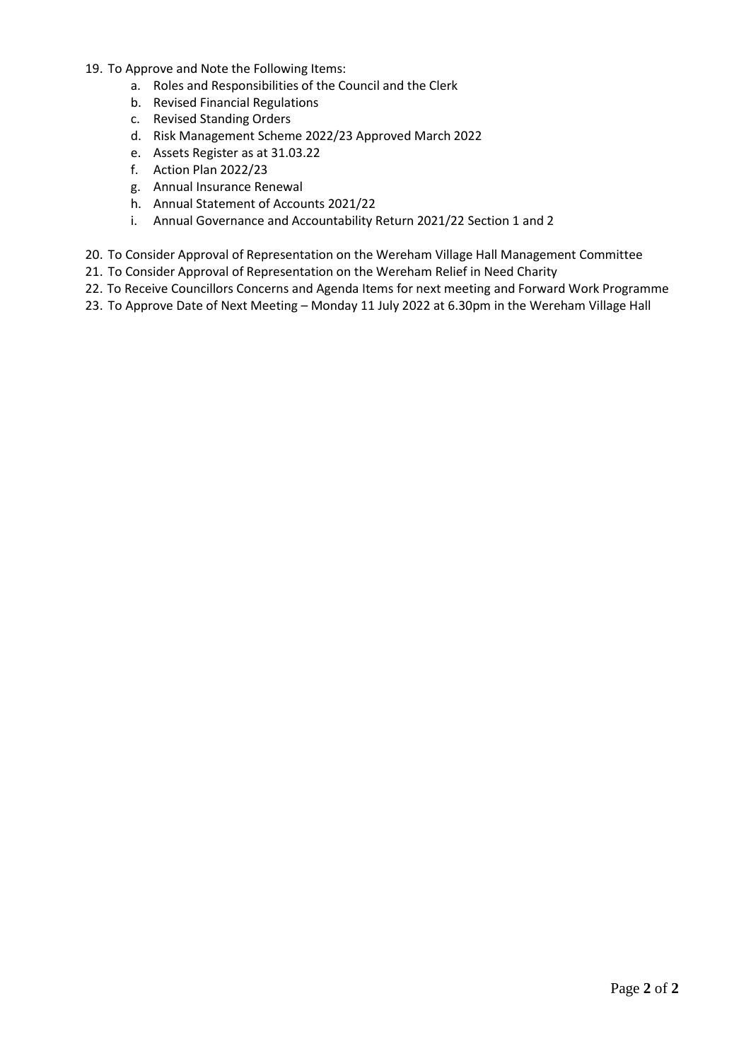19. To Approve and Note the Following Items:
    a. Roles and Responsibilities of the Council and the Clerk
    b. Revised Financial Regulations
    c. Revised Standing Orders
    d. Risk Management Scheme 2022/23 Approved March 2022
    e. Assets Register as at 31.03.22
    f. Action Plan 2022/23
    g. Annual Insurance Renewal
    h. Annual Statement of Accounts 2021/22
    i. Annual Governance and Accountability Return 2021/22 Section 1 and 2

20. To Consider Approval of Representation on the Wereham Village Hall Management Committee
21. To Consider Approval of Representation on the Wereham Relief in Need Charity
22. To Receive Councillors Concerns and Agenda Items for next meeting and Forward Work Programme
23. To Approve Date of Next Meeting – Monday 11 July 2022 at 6.30pm in the Wereham Village Hall